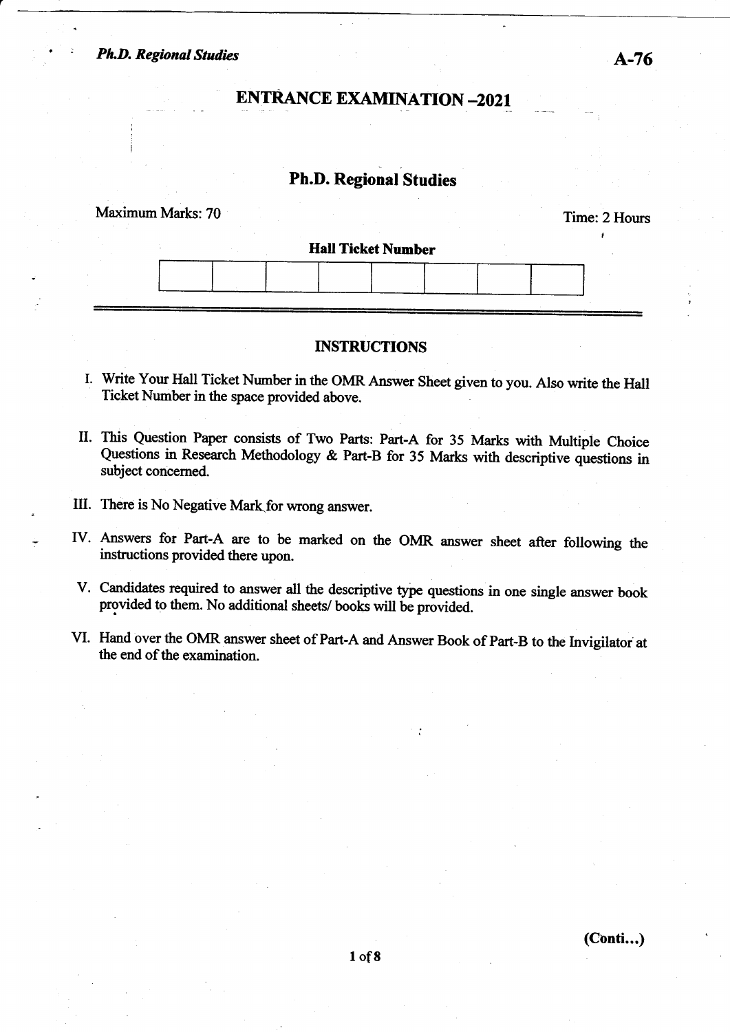**A-76**

# ENTRANCE EXAMINATION –2021

## Ph.D. Regional Studies

Maximum Marks: 70 Time: 2 Hours

**Hall Ticket Number**

| | | | | | | | |
|---|---|---|---|---|---|---|---|
| | | | | | | | |

### INSTRUCTIONS

I. Write Your Hall Ticket Number in the OMR Answer Sheet given to you. Also write the Hall Ticket Number in the space provided above.

II. This Question Paper consists of Two Parts: Part-A for 35 Marks with Multiple Choice Questions in Research Methodology & Part-B for 35 Marks with descriptive questions in subject concerned.

III. There is No Negative Mark for wrong answer.

IV. Answers for Part-A are to be marked on the OMR answer sheet after following the instructions provided there upon.

V. Candidates required to answer all the descriptive type questions in one single answer book provided to them. No additional sheets/ books will be provided.

VI. Hand over the OMR answer sheet of Part-A and Answer Book of Part-B to the Invigilator at the end of the examination.

**(Conti...)**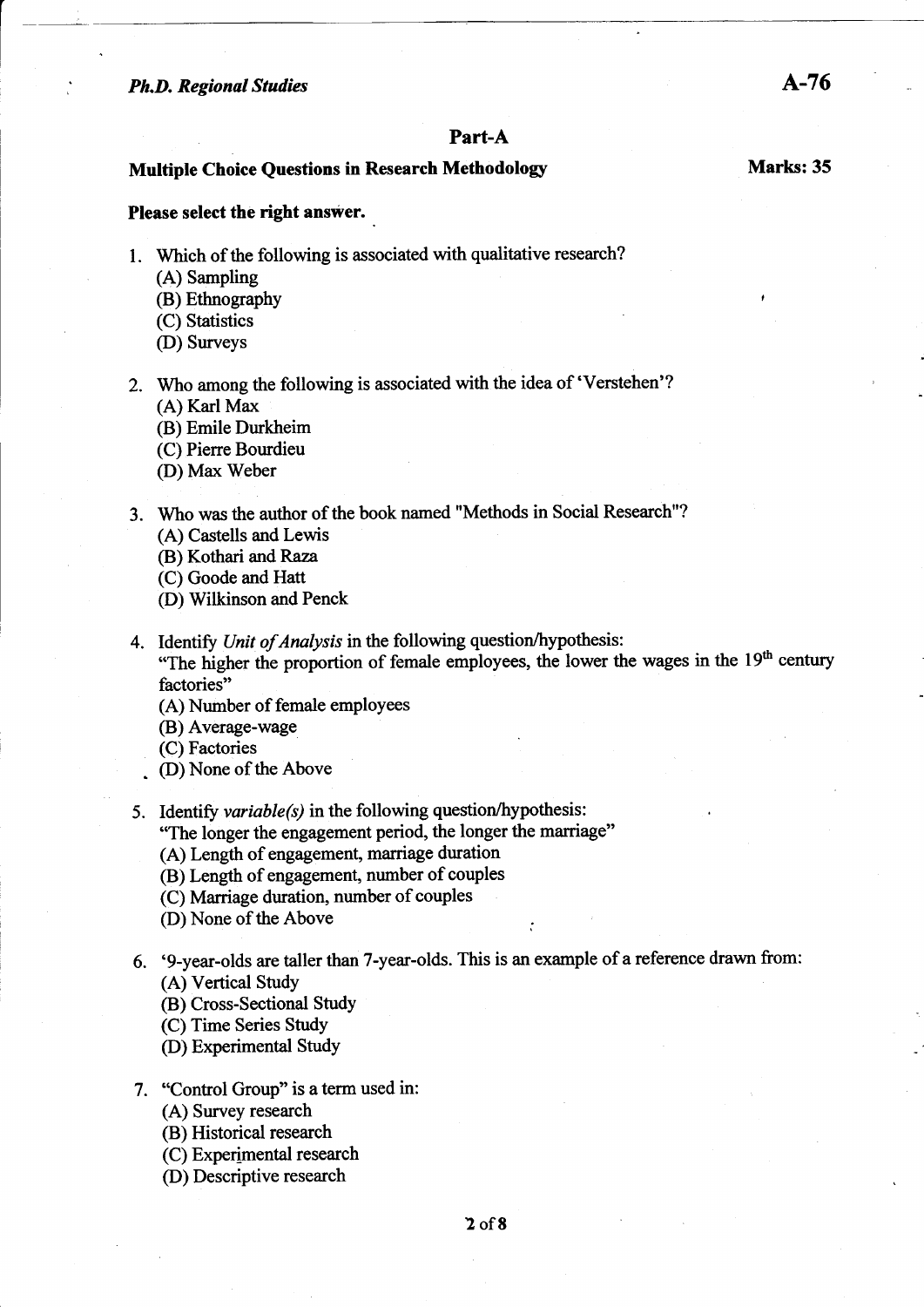*Ph.D. Regional Studies* **A-76**

## Part-A

**Multiple Choice Questions in Research Methodology** **Marks: 35**

**Please select the right answer.**

1. Which of the following is associated with qualitative research?
   (A) Sampling
   (B) Ethnography
   (C) Statistics
   (D) Surveys

2. Who among the following is associated with the idea of 'Verstehen'?
   (A) Karl Max
   (B) Emile Durkheim
   (C) Pierre Bourdieu
   (D) Max Weber

3. Who was the author of the book named "Methods in Social Research"?
   (A) Castells and Lewis
   (B) Kothari and Raza
   (C) Goode and Hatt
   (D) Wilkinson and Penck

4. Identify *Unit of Analysis* in the following question/hypothesis:
   "The higher the proportion of female employees, the lower the wages in the 19th century factories"
   (A) Number of female employees
   (B) Average-wage
   (C) Factories
   (D) None of the Above

5. Identify *variable(s)* in the following question/hypothesis:
   "The longer the engagement period, the longer the marriage"
   (A) Length of engagement, marriage duration
   (B) Length of engagement, number of couples
   (C) Marriage duration, number of couples
   (D) None of the Above

6. '9-year-olds are taller than 7-year-olds. This is an example of a reference drawn from:
   (A) Vertical Study
   (B) Cross-Sectional Study
   (C) Time Series Study
   (D) Experimental Study

7. "Control Group" is a term used in:
   (A) Survey research
   (B) Historical research
   (C) Experimental research
   (D) Descriptive research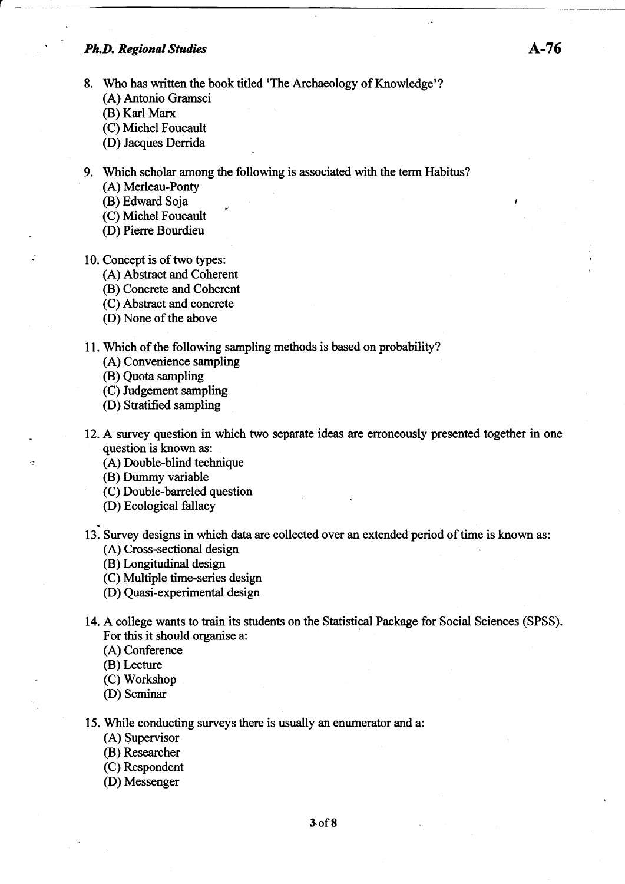8. Who has written the book titled 'The Archaeology of Knowledge'?
   (A) Antonio Gramsci
   (B) Karl Marx
   (C) Michel Foucault
   (D) Jacques Derrida

9. Which scholar among the following is associated with the term Habitus?
   (A) Merleau-Ponty
   (B) Edward Soja
   (C) Michel Foucault
   (D) Pierre Bourdieu

10. Concept is of two types:
    (A) Abstract and Coherent
    (B) Concrete and Coherent
    (C) Abstract and concrete
    (D) None of the above

11. Which of the following sampling methods is based on probability?
    (A) Convenience sampling
    (B) Quota sampling
    (C) Judgement sampling
    (D) Stratified sampling

12. A survey question in which two separate ideas are erroneously presented together in one question is known as:
    (A) Double-blind technique
    (B) Dummy variable
    (C) Double-barreled question
    (D) Ecological fallacy

13. Survey designs in which data are collected over an extended period of time is known as:
    (A) Cross-sectional design
    (B) Longitudinal design
    (C) Multiple time-series design
    (D) Quasi-experimental design

14. A college wants to train its students on the Statistical Package for Social Sciences (SPSS). For this it should organise a:
    (A) Conference
    (B) Lecture
    (C) Workshop
    (D) Seminar

15. While conducting surveys there is usually an enumerator and a:
    (A) Supervisor
    (B) Researcher
    (C) Respondent
    (D) Messenger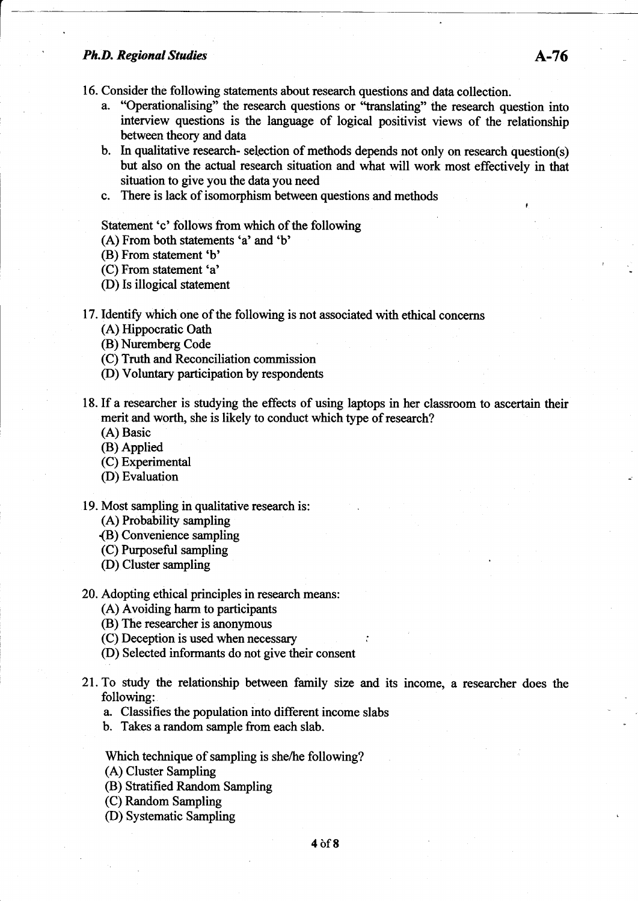16. Consider the following statements about research questions and data collection.
    a. "Operationalising" the research questions or "translating" the research question into interview questions is the language of logical positivist views of the relationship between theory and data
    b. In qualitative research- selection of methods depends not only on research question(s) but also on the actual research situation and what will work most effectively in that situation to give you the data you need
    c. There is lack of isomorphism between questions and methods

    Statement 'c' follows from which of the following
    (A) From both statements 'a' and 'b'
    (B) From statement 'b'
    (C) From statement 'a'
    (D) Is illogical statement

17. Identify which one of the following is not associated with ethical concerns
    (A) Hippocratic Oath
    (B) Nuremberg Code
    (C) Truth and Reconciliation commission
    (D) Voluntary participation by respondents

18. If a researcher is studying the effects of using laptops in her classroom to ascertain their merit and worth, she is likely to conduct which type of research?
    (A) Basic
    (B) Applied
    (C) Experimental
    (D) Evaluation

19. Most sampling in qualitative research is:
    (A) Probability sampling
    (B) Convenience sampling
    (C) Purposeful sampling
    (D) Cluster sampling

20. Adopting ethical principles in research means:
    (A) Avoiding harm to participants
    (B) The researcher is anonymous
    (C) Deception is used when necessary
    (D) Selected informants do not give their consent

21. To study the relationship between family size and its income, a researcher does the following:
    a. Classifies the population into different income slabs
    b. Takes a random sample from each slab.

    Which technique of sampling is she/he following?
    (A) Cluster Sampling
    (B) Stratified Random Sampling
    (C) Random Sampling
    (D) Systematic Sampling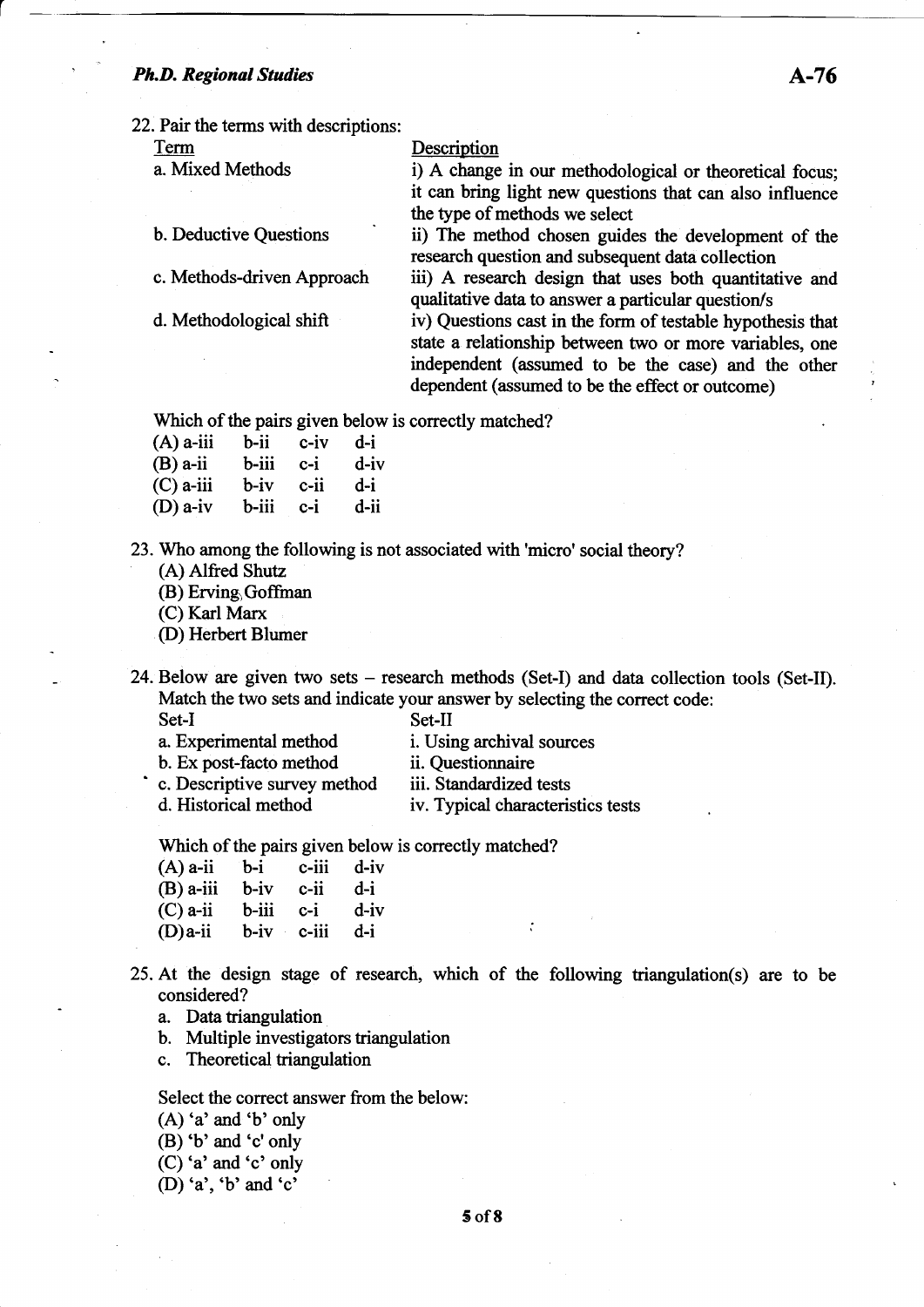22. Pair the terms with descriptions:

| Term | Description |
|---|---|
| a. Mixed Methods | i) A change in our methodological or theoretical focus; it can bring light new questions that can also influence the type of methods we select |
| b. Deductive Questions | ii) The method chosen guides the development of the research question and subsequent data collection |
| c. Methods-driven Approach | iii) A research design that uses both quantitative and qualitative data to answer a particular question/s |
| d. Methodological shift | iv) Questions cast in the form of testable hypothesis that state a relationship between two or more variables, one independent (assumed to be the case) and the other dependent (assumed to be the effect or outcome) |

Which of the pairs given below is correctly matched?

(A) a-iii b-ii c-iv d-i
(B) a-ii b-iii c-i d-iv
(C) a-iii b-iv c-ii d-i
(D) a-iv b-iii c-i d-ii

23. Who among the following is not associated with 'micro' social theory?

(A) Alfred Shutz
(B) Erving Goffman
(C) Karl Marx
(D) Herbert Blumer

24. Below are given two sets – research methods (Set-I) and data collection tools (Set-II). Match the two sets and indicate your answer by selecting the correct code:

| Set-I | Set-II |
|---|---|
| a. Experimental method | i. Using archival sources |
| b. Ex post-facto method | ii. Questionnaire |
| c. Descriptive survey method | iii. Standardized tests |
| d. Historical method | iv. Typical characteristics tests |

Which of the pairs given below is correctly matched?

(A) a-ii b-i c-iii d-iv
(B) a-iii b-iv c-ii d-i
(C) a-ii b-iii c-i d-iv
(D) a-ii b-iv c-iii d-i

25. At the design stage of research, which of the following triangulation(s) are to be considered?

a. Data triangulation
b. Multiple investigators triangulation
c. Theoretical triangulation

Select the correct answer from the below:

(A) 'a' and 'b' only
(B) 'b' and 'c' only
(C) 'a' and 'c' only
(D) 'a', 'b' and 'c'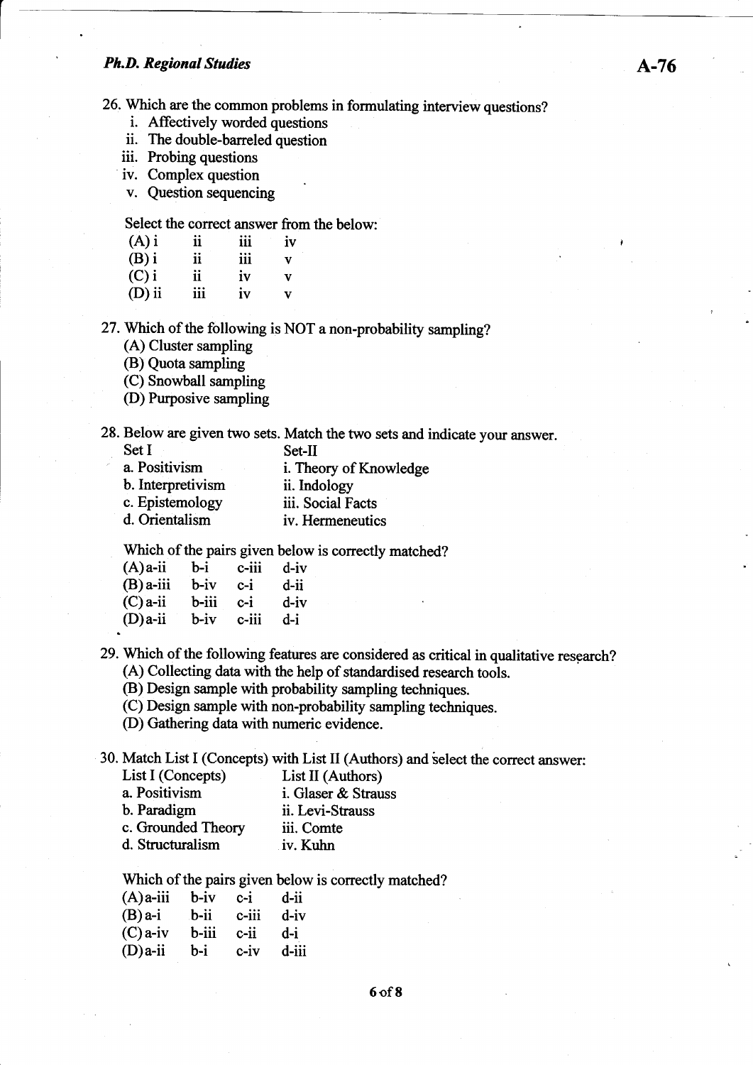26. Which are the common problems in formulating interview questions?
    i. Affectively worded questions
    ii. The double-barreled question
    iii. Probing questions
    iv. Complex question
    v. Question sequencing

    Select the correct answer from the below:

    (A) i ii iii iv
    (B) i ii iii v
    (C) i ii iv v
    (D) ii iii iv v

27. Which of the following is NOT a non-probability sampling?
    (A) Cluster sampling
    (B) Quota sampling
    (C) Snowball sampling
    (D) Purposive sampling

28. Below are given two sets. Match the two sets and indicate your answer.

| Set I | Set-II |
|---|---|
| a. Positivism | i. Theory of Knowledge |
| b. Interpretivism | ii. Indology |
| c. Epistemology | iii. Social Facts |
| d. Orientalism | iv. Hermeneutics |

Which of the pairs given below is correctly matched?

(A) a-ii b-i c-iii d-iv
(B) a-iii b-iv c-i d-ii
(C) a-ii b-iii c-i d-iv
(D) a-ii b-iv c-iii d-i

29. Which of the following features are considered as critical in qualitative research?
    (A) Collecting data with the help of standardised research tools.
    (B) Design sample with probability sampling techniques.
    (C) Design sample with non-probability sampling techniques.
    (D) Gathering data with numeric evidence.

30. Match List I (Concepts) with List II (Authors) and select the correct answer:

| List I (Concepts) | List II (Authors) |
|---|---|
| a. Positivism | i. Glaser & Strauss |
| b. Paradigm | ii. Levi-Strauss |
| c. Grounded Theory | iii. Comte |
| d. Structuralism | iv. Kuhn |

Which of the pairs given below is correctly matched?

(A) a-iii b-iv c-i d-ii
(B) a-i b-ii c-iii d-iv
(C) a-iv b-iii c-ii d-i
(D) a-ii b-i c-iv d-iii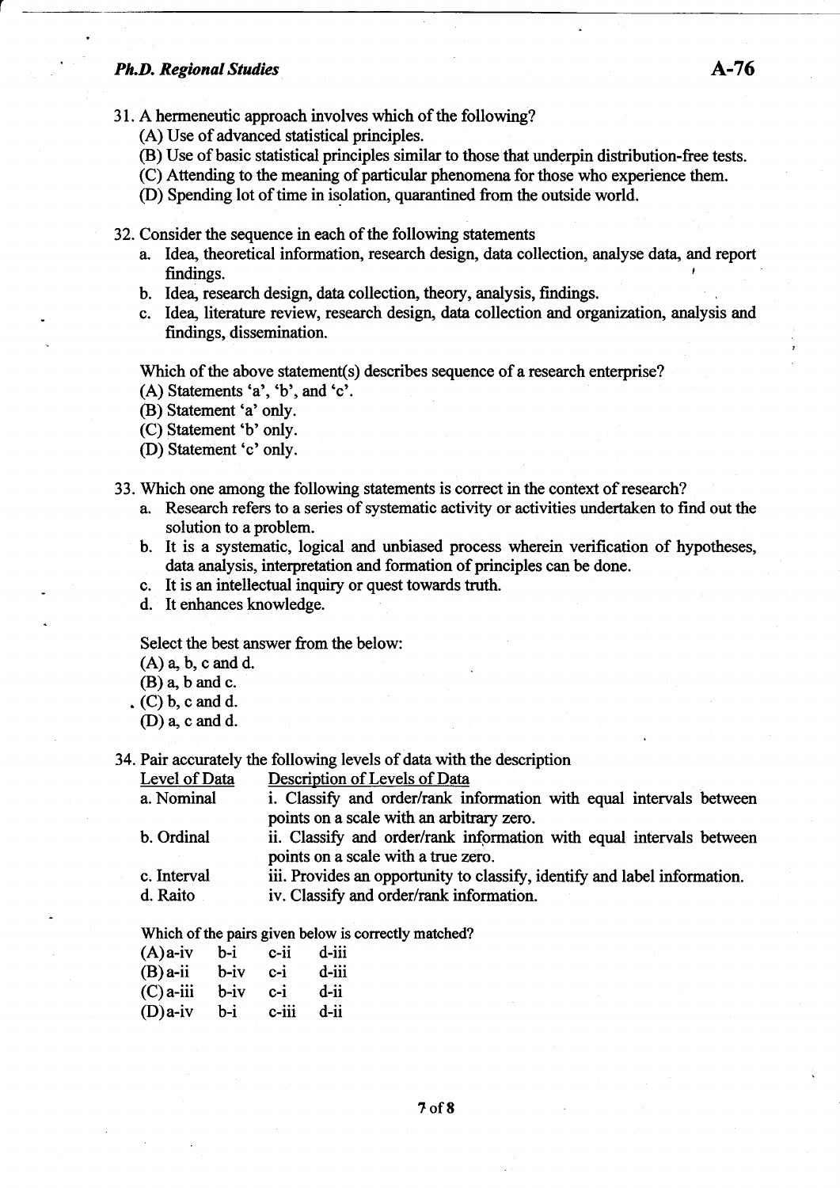31. A hermeneutic approach involves which of the following?
    (A) Use of advanced statistical principles.
    (B) Use of basic statistical principles similar to those that underpin distribution-free tests.
    (C) Attending to the meaning of particular phenomena for those who experience them.
    (D) Spending lot of time in isolation, quarantined from the outside world.

32. Consider the sequence in each of the following statements
    a. Idea, theoretical information, research design, data collection, analyse data, and report findings.
    b. Idea, research design, data collection, theory, analysis, findings.
    c. Idea, literature review, research design, data collection and organization, analysis and findings, dissemination.

    Which of the above statement(s) describes sequence of a research enterprise?
    (A) Statements 'a', 'b', and 'c'.
    (B) Statement 'a' only.
    (C) Statement 'b' only.
    (D) Statement 'c' only.

33. Which one among the following statements is correct in the context of research?
    a. Research refers to a series of systematic activity or activities undertaken to find out the solution to a problem.
    b. It is a systematic, logical and unbiased process wherein verification of hypotheses, data analysis, interpretation and formation of principles can be done.
    c. It is an intellectual inquiry or quest towards truth.
    d. It enhances knowledge.

    Select the best answer from the below:
    (A) a, b, c and d.
    (B) a, b and c.
    (C) b, c and d.
    (D) a, c and d.

34. Pair accurately the following levels of data with the description

| Level of Data | Description of Levels of Data |
|---|---|
| a. Nominal | i. Classify and order/rank information with equal intervals between points on a scale with an arbitrary zero. |
| b. Ordinal | ii. Classify and order/rank information with equal intervals between points on a scale with a true zero. |
| c. Interval | iii. Provides an opportunity to classify, identify and label information. |
| d. Raito | iv. Classify and order/rank information. |

Which of the pairs given below is correctly matched?

| | | | | |
|---|---|---|---|---|
| (A) | a-iv | b-i | c-ii | d-iii |
| (B) | a-ii | b-iv | c-i | d-iii |
| (C) | a-iii | b-iv | c-i | d-ii |
| (D) | a-iv | b-i | c-iii | d-ii |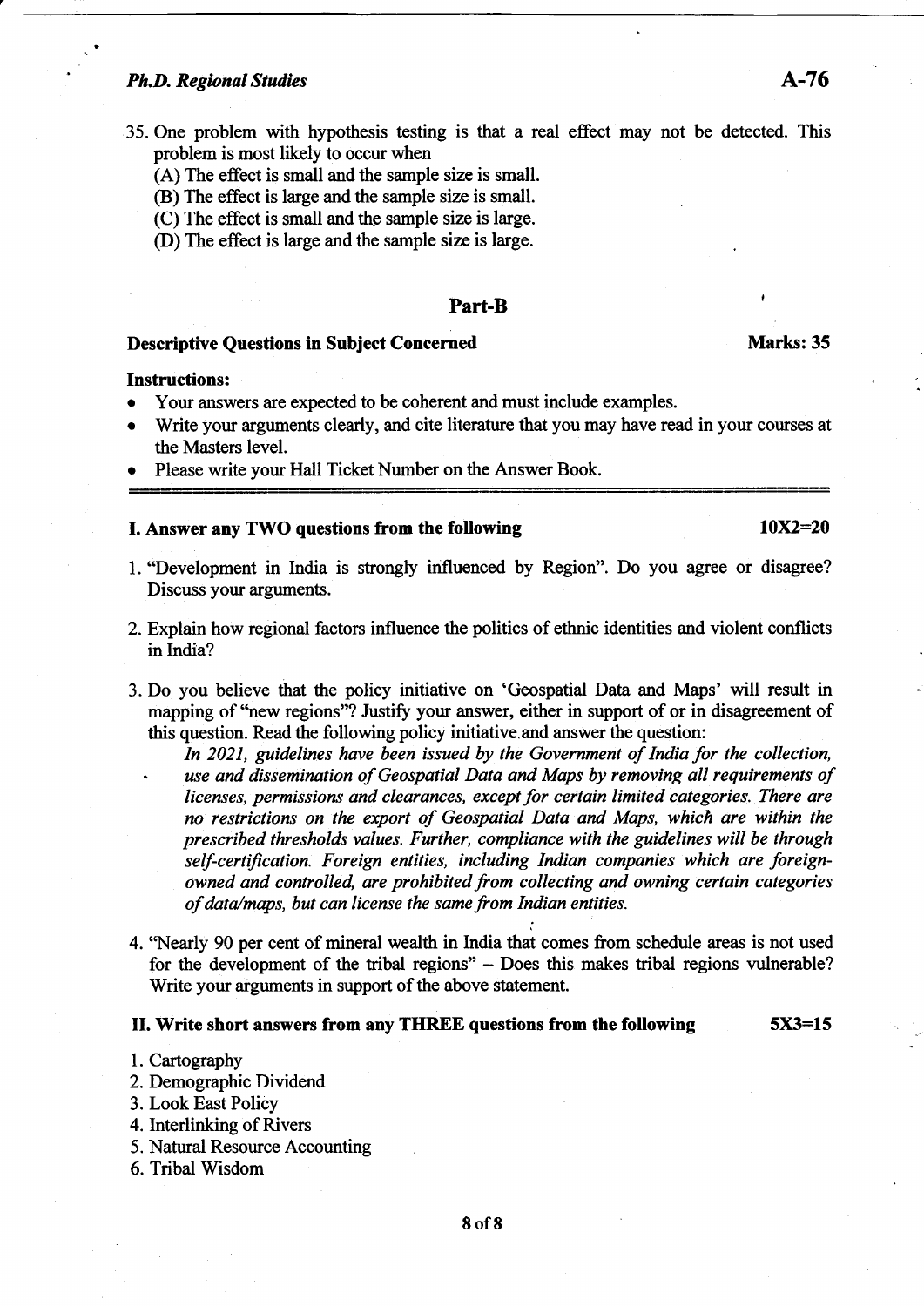35. One problem with hypothesis testing is that a real effect may not be detected. This problem is most likely to occur when

    (A) The effect is small and the sample size is small.

    (B) The effect is large and the sample size is small.

    (C) The effect is small and the sample size is large.

    (D) The effect is large and the sample size is large.

## Part-B

**Descriptive Questions in Subject Concerned** **Marks: 35**

**Instructions:**

- Your answers are expected to be coherent and must include examples.
- Write your arguments clearly, and cite literature that you may have read in your courses at the Masters level.
- Please write your Hall Ticket Number on the Answer Book.

### I. Answer any TWO questions from the following **10X2=20**

1. "Development in India is strongly influenced by Region". Do you agree or disagree? Discuss your arguments.

2. Explain how regional factors influence the politics of ethnic identities and violent conflicts in India?

3. Do you believe that the policy initiative on 'Geospatial Data and Maps' will result in mapping of "new regions"? Justify your answer, either in support of or in disagreement of this question. Read the following policy initiative and answer the question:

    *In 2021, guidelines have been issued by the Government of India for the collection, use and dissemination of Geospatial Data and Maps by removing all requirements of licenses, permissions and clearances, except for certain limited categories. There are no restrictions on the export of Geospatial Data and Maps, which are within the prescribed thresholds values. Further, compliance with the guidelines will be through self-certification. Foreign entities, including Indian companies which are foreign-owned and controlled, are prohibited from collecting and owning certain categories of data/maps, but can license the same from Indian entities.*

4. "Nearly 90 per cent of mineral wealth in India that comes from schedule areas is not used for the development of the tribal regions" – Does this makes tribal regions vulnerable? Write your arguments in support of the above statement.

### II. Write short answers from any THREE questions from the following **5X3=15**

1. Cartography
2. Demographic Dividend
3. Look East Policy
4. Interlinking of Rivers
5. Natural Resource Accounting
6. Tribal Wisdom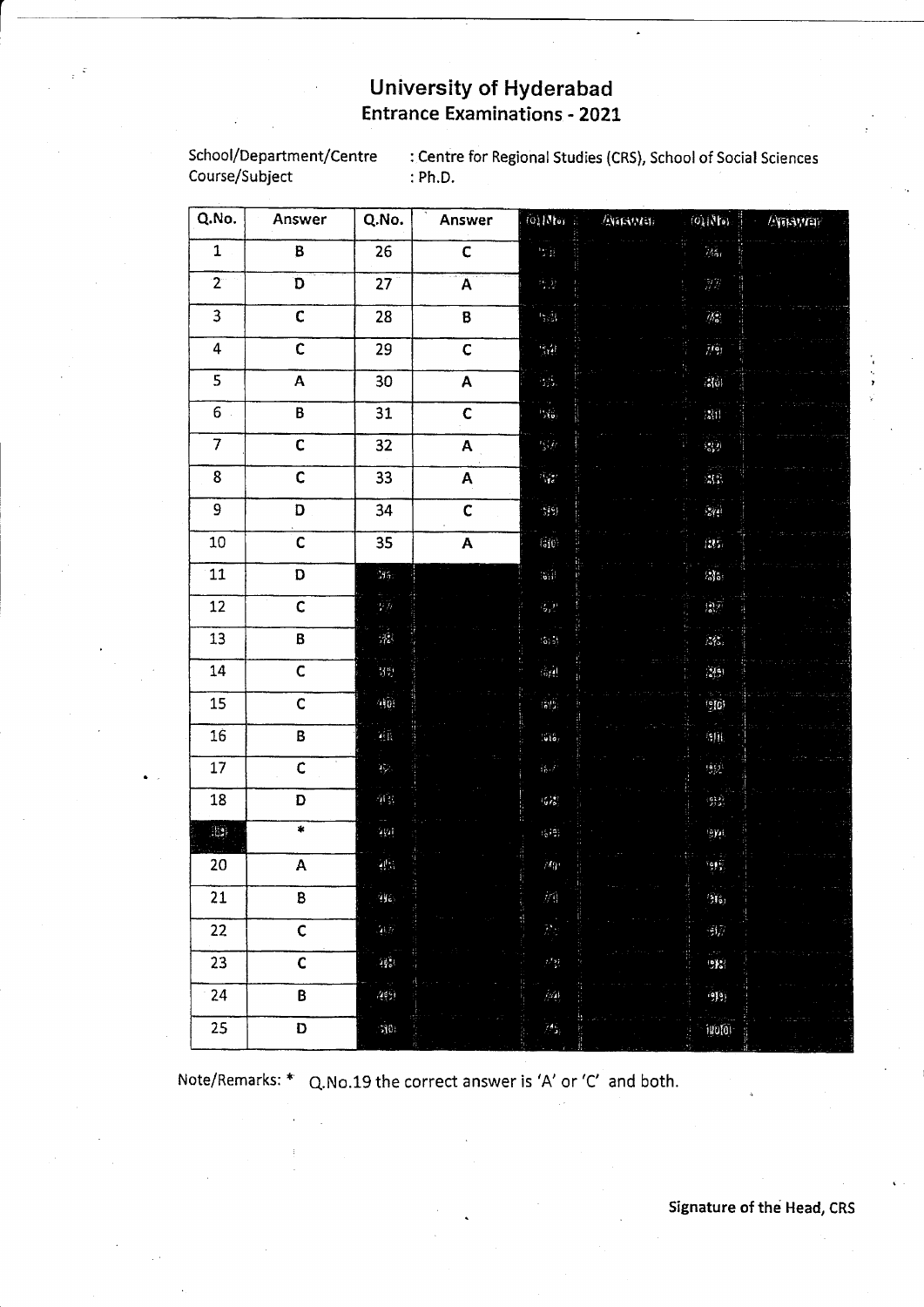# University of Hyderabad
## Entrance Examinations - 2021

School/Department/Centre : Centre for Regional Studies (CRS), School of Social Sciences
Course/Subject : Ph.D.

| Q.No. | Answer | Q.No. | Answer | Q.No. | Answer | Q.No. | Answer |
|---|---|---|---|---|---|---|---|
| 1 | B | 26 | C | 51 | | 76 | |
| 2 | D | 27 | A | 52 | | 77 | |
| 3 | C | 28 | B | 53 | | 78 | |
| 4 | C | 29 | C | 54 | | 79 | |
| 5 | A | 30 | A | 55 | | 80 | |
| 6 | B | 31 | C | 56 | | 81 | |
| 7 | C | 32 | A | 57 | | 82 | |
| 8 | C | 33 | A | 58 | | 83 | |
| 9 | D | 34 | C | 59 | | 84 | |
| 10 | C | 35 | A | 60 | | 85 | |
| 11 | D | 36 | | 61 | | 86 | |
| 12 | C | 37 | | 62 | | 87 | |
| 13 | B | 38 | | 63 | | 88 | |
| 14 | C | 39 | | 64 | | 89 | |
| 15 | C | 40 | | 65 | | 90 | |
| 16 | B | 41 | | 66 | | 91 | |
| 17 | C | 42 | | 67 | | 92 | |
| 18 | D | 43 | | 68 | | 93 | |
| 19 | * | 44 | | 69 | | 94 | |
| 20 | A | 45 | | 70 | | 95 | |
| 21 | B | 46 | | 71 | | 96 | |
| 22 | C | 47 | | 72 | | 97 | |
| 23 | C | 48 | | 73 | | 98 | |
| 24 | B | 49 | | 74 | | 99 | |
| 25 | D | 50 | | 75 | | 100 | |

Note/Remarks: * Q.No.19 the correct answer is 'A' or 'C' and both.

**Signature of the Head, CRS**